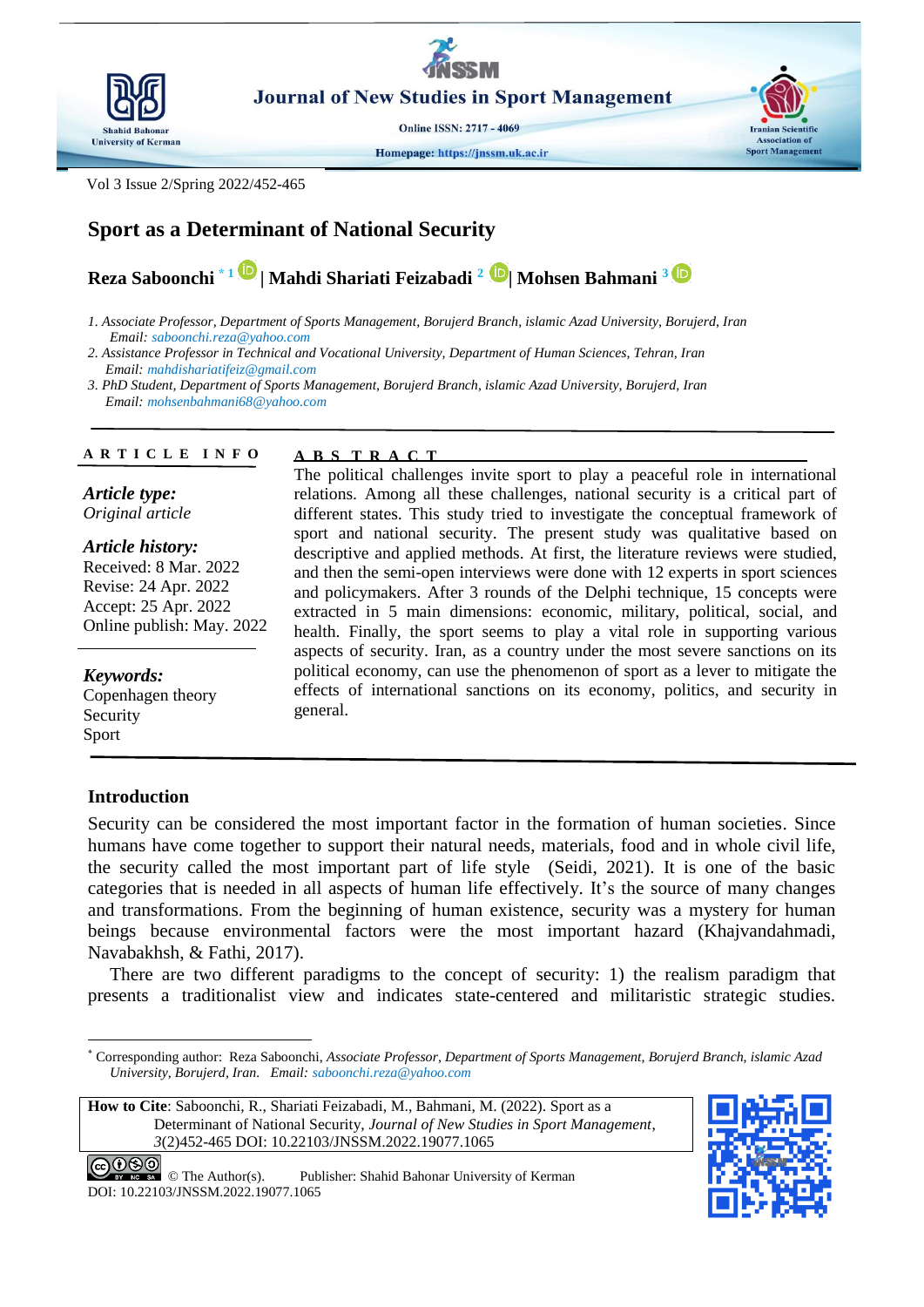# Sport as a Determinant of National Security

**Reza Saboonchi** [*1] | **Mahdi Shariati Feizabadi** [2] | **Mohsen Bahmani** [3]

1. *Associate Professor, Department of Sports Management, Borujerd Branch, islamic Azad University, Borujerd, Iran*
   *Email: saboonchi.reza@yahoo.com*
2. *Assistance Professor in Technical and Vocational University, Department of Human Sciences, Tehran, Iran*
   *Email: mahdishariatifeiz@gmail.com*
3. *PhD Student, Department of Sports Management, Borujerd Branch, islamic Azad University, Borujerd, Iran*
   *Email: mohsenbahmani68@yahoo.com*

---

**ARTICLE INFO**

***Article type:***
*Original article*

***Article history:***
Received: 8 Mar. 2022
Revise: 24 Apr. 2022
Accept: 25 Apr. 2022
Online publish: May. 2022

***Keywords:***
Copenhagen theory
Security
Sport

**ABSTRACT**

The political challenges invite sport to play a peaceful role in international relations. Among all these challenges, national security is a critical part of different states. This study tried to investigate the conceptual framework of sport and national security. The present study was qualitative based on descriptive and applied methods. At first, the literature reviews were studied, and then the semi-open interviews were done with 12 experts in sport sciences and policymakers. After 3 rounds of the Delphi technique, 15 concepts were extracted in 5 main dimensions: economic, military, political, social, and health. Finally, the sport seems to play a vital role in supporting various aspects of security. Iran, as a country under the most severe sanctions on its political economy, can use the phenomenon of sport as a lever to mitigate the effects of international sanctions on its economy, politics, and security in general.

---

## Introduction

Security can be considered the most important factor in the formation of human societies. Since humans have come together to support their natural needs, materials, food and in whole civil life, the security called the most important part of life style (Seidi, 2021). It is one of the basic categories that is needed in all aspects of human life effectively. It's the source of many changes and transformations. From the beginning of human existence, security was a mystery for human beings because environmental factors were the most important hazard (Khajvandahmadi, Navabakhsh, & Fathi, 2017).

There are two different paradigms to the concept of security: 1) the realism paradigm that presents a traditionalist view and indicates state-centered and militaristic strategic studies.

---

[*] Corresponding author: Reza Saboonchi, *Associate Professor, Department of Sports Management, Borujerd Branch, islamic Azad University, Borujerd, Iran. Email: saboonchi.reza@yahoo.com*

**How to Cite**: Saboonchi, R., Shariati Feizabadi, M., Bahmani, M. (2022). Sport as a Determinant of National Security, *Journal of New Studies in Sport Management*, *3*(2)452-465 DOI: 10.22103/JNSSM.2022.19077.1065

© The Author(s). Publisher: Shahid Bahonar University of Kerman
DOI: 10.22103/JNSSM.2022.19077.1065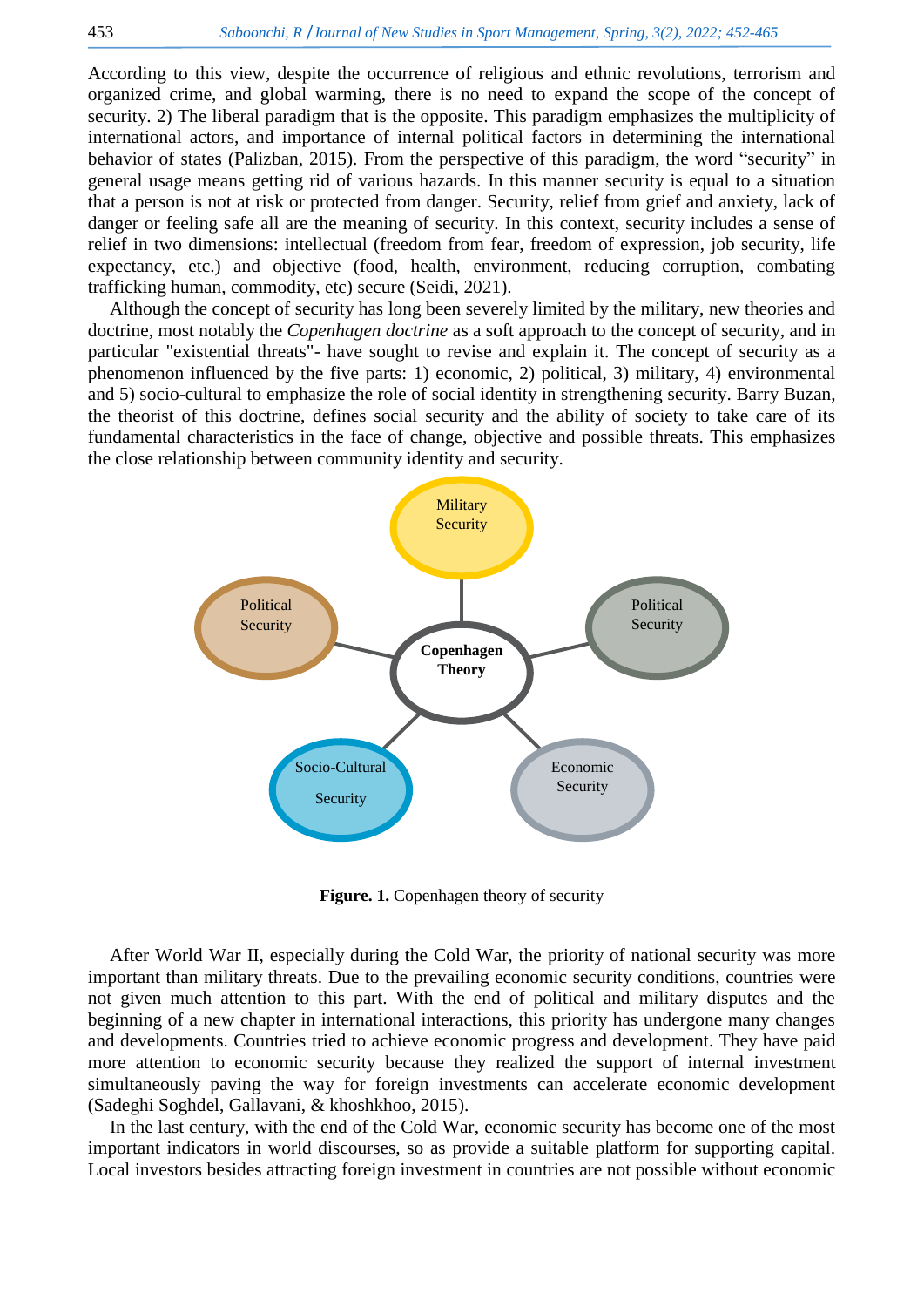According to this view, despite the occurrence of religious and ethnic revolutions, terrorism and organized crime, and global warming, there is no need to expand the scope of the concept of security. 2) The liberal paradigm that is the opposite. This paradigm emphasizes the multiplicity of international actors, and importance of internal political factors in determining the international behavior of states (Palizban, 2015). From the perspective of this paradigm, the word "security" in general usage means getting rid of various hazards. In this manner security is equal to a situation that a person is not at risk or protected from danger. Security, relief from grief and anxiety, lack of danger or feeling safe all are the meaning of security. In this context, security includes a sense of relief in two dimensions: intellectual (freedom from fear, freedom of expression, job security, life expectancy, etc.) and objective (food, health, environment, reducing corruption, combating trafficking human, commodity, etc) secure (Seidi, 2021).

Although the concept of security has long been severely limited by the military, new theories and doctrine, most notably the *Copenhagen doctrine* as a soft approach to the concept of security, and in particular "existential threats"- have sought to revise and explain it. The concept of security as a phenomenon influenced by the five parts: 1) economic, 2) political, 3) military, 4) environmental and 5) socio-cultural to emphasize the role of social identity in strengthening security. Barry Buzan, the theorist of this doctrine, defines social security and the ability of society to take care of its fundamental characteristics in the face of change, objective and possible threats. This emphasizes the close relationship between community identity and security.

Military Security

Political Security

Copenhagen Theory

Political Security

Socio-Cultural Security

Economic Security

**Figure. 1.** Copenhagen theory of security

After World War II, especially during the Cold War, the priority of national security was more important than military threats. Due to the prevailing economic security conditions, countries were not given much attention to this part. With the end of political and military disputes and the beginning of a new chapter in international interactions, this priority has undergone many changes and developments. Countries tried to achieve economic progress and development. They have paid more attention to economic security because they realized the support of internal investment simultaneously paving the way for foreign investments can accelerate economic development (Sadeghi Soghdel, Gallavani, & khoshkhoo, 2015).

In the last century, with the end of the Cold War, economic security has become one of the most important indicators in world discourses, so as provide a suitable platform for supporting capital. Local investors besides attracting foreign investment in countries are not possible without economic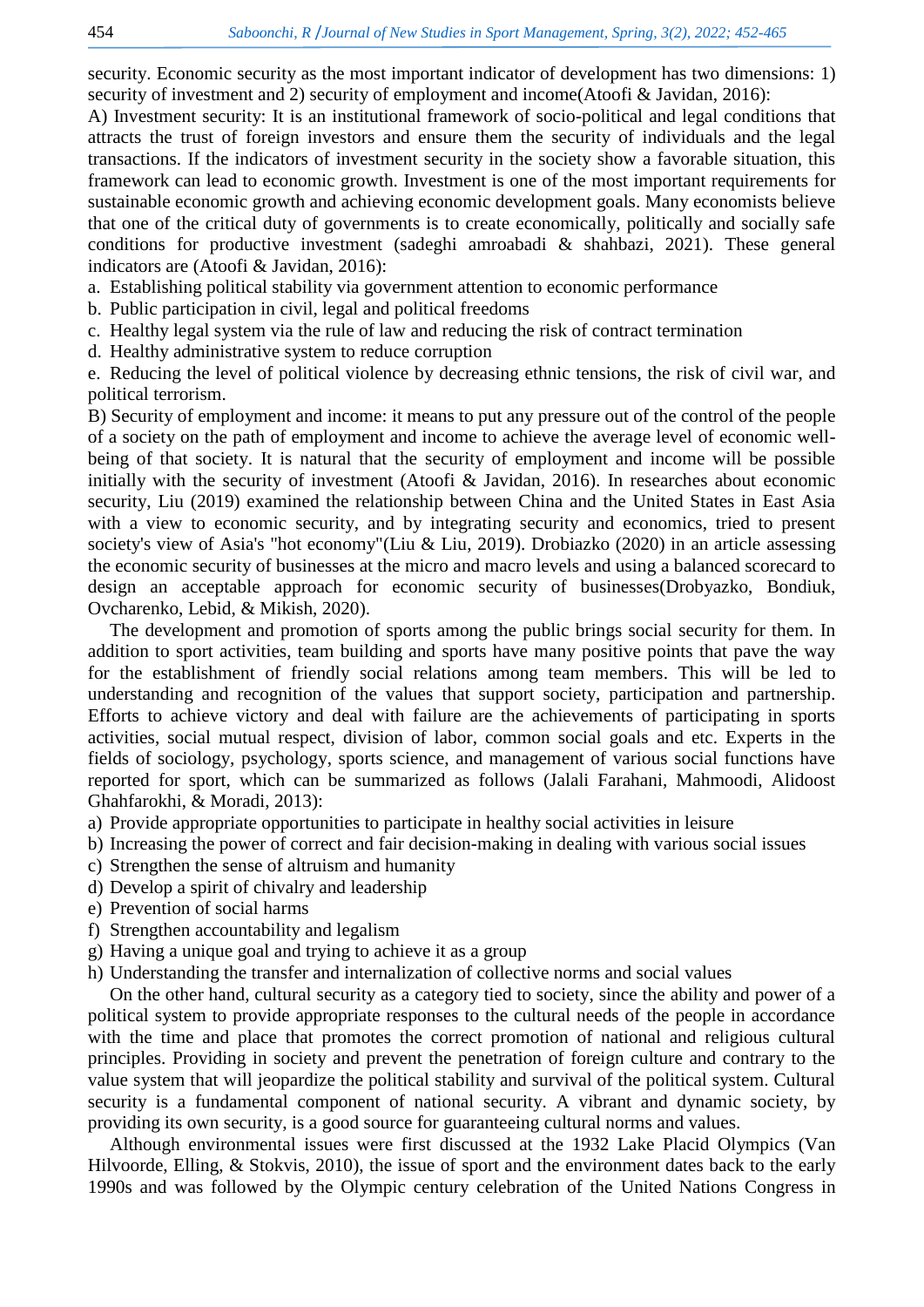security. Economic security as the most important indicator of development has two dimensions: 1) security of investment and 2) security of employment and income(Atoofi & Javidan, 2016):

A) Investment security: It is an institutional framework of socio-political and legal conditions that attracts the trust of foreign investors and ensure them the security of individuals and the legal transactions. If the indicators of investment security in the society show a favorable situation, this framework can lead to economic growth. Investment is one of the most important requirements for sustainable economic growth and achieving economic development goals. Many economists believe that one of the critical duty of governments is to create economically, politically and socially safe conditions for productive investment (sadeghi amroabadi & shahbazi, 2021). These general indicators are (Atoofi & Javidan, 2016):

a. Establishing political stability via government attention to economic performance
b. Public participation in civil, legal and political freedoms
c. Healthy legal system via the rule of law and reducing the risk of contract termination
d. Healthy administrative system to reduce corruption
e. Reducing the level of political violence by decreasing ethnic tensions, the risk of civil war, and political terrorism.

B) Security of employment and income: it means to put any pressure out of the control of the people of a society on the path of employment and income to achieve the average level of economic well-being of that society. It is natural that the security of employment and income will be possible initially with the security of investment (Atoofi & Javidan, 2016). In researches about economic security, Liu (2019) examined the relationship between China and the United States in East Asia with a view to economic security, and by integrating security and economics, tried to present society's view of Asia's "hot economy"(Liu & Liu, 2019). Drobiazko (2020) in an article assessing the economic security of businesses at the micro and macro levels and using a balanced scorecard to design an acceptable approach for economic security of businesses(Drobyazko, Bondiuk, Ovcharenko, Lebid, & Mikish, 2020).

The development and promotion of sports among the public brings social security for them. In addition to sport activities, team building and sports have many positive points that pave the way for the establishment of friendly social relations among team members. This will be led to understanding and recognition of the values that support society, participation and partnership. Efforts to achieve victory and deal with failure are the achievements of participating in sports activities, social mutual respect, division of labor, common social goals and etc. Experts in the fields of sociology, psychology, sports science, and management of various social functions have reported for sport, which can be summarized as follows (Jalali Farahani, Mahmoodi, Alidoost Ghahfarokhi, & Moradi, 2013):

a) Provide appropriate opportunities to participate in healthy social activities in leisure
b) Increasing the power of correct and fair decision-making in dealing with various social issues
c) Strengthen the sense of altruism and humanity
d) Develop a spirit of chivalry and leadership
e) Prevention of social harms
f) Strengthen accountability and legalism
g) Having a unique goal and trying to achieve it as a group
h) Understanding the transfer and internalization of collective norms and social values

On the other hand, cultural security as a category tied to society, since the ability and power of a political system to provide appropriate responses to the cultural needs of the people in accordance with the time and place that promotes the correct promotion of national and religious cultural principles. Providing in society and prevent the penetration of foreign culture and contrary to the value system that will jeopardize the political stability and survival of the political system. Cultural security is a fundamental component of national security. A vibrant and dynamic society, by providing its own security, is a good source for guaranteeing cultural norms and values.

Although environmental issues were first discussed at the 1932 Lake Placid Olympics (Van Hilvoorde, Elling, & Stokvis, 2010), the issue of sport and the environment dates back to the early 1990s and was followed by the Olympic century celebration of the United Nations Congress in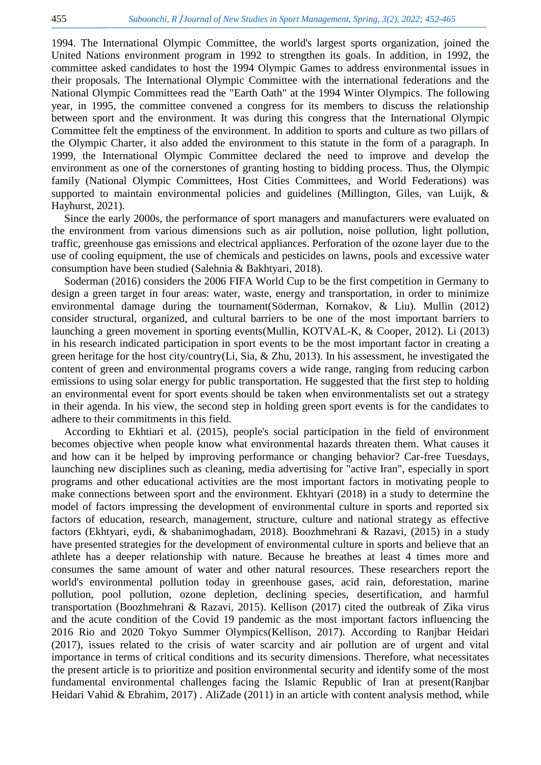1994. The International Olympic Committee, the world's largest sports organization, joined the United Nations environment program in 1992 to strengthen its goals. In addition, in 1992, the committee asked candidates to host the 1994 Olympic Games to address environmental issues in their proposals. The International Olympic Committee with the international federations and the National Olympic Committees read the "Earth Oath" at the 1994 Winter Olympics. The following year, in 1995, the committee convened a congress for its members to discuss the relationship between sport and the environment. It was during this congress that the International Olympic Committee felt the emptiness of the environment. In addition to sports and culture as two pillars of the Olympic Charter, it also added the environment to this statute in the form of a paragraph. In 1999, the International Olympic Committee declared the need to improve and develop the environment as one of the cornerstones of granting hosting to bidding process. Thus, the Olympic family (National Olympic Committees, Host Cities Committees, and World Federations) was supported to maintain environmental policies and guidelines (Millington, Giles, van Luijk, & Hayhurst, 2021).

Since the early 2000s, the performance of sport managers and manufacturers were evaluated on the environment from various dimensions such as air pollution, noise pollution, light pollution, traffic, greenhouse gas emissions and electrical appliances. Perforation of the ozone layer due to the use of cooling equipment, the use of chemicals and pesticides on lawns, pools and excessive water consumption have been studied (Salehnia & Bakhtyari, 2018).

Soderman (2016) considers the 2006 FIFA World Cup to be the first competition in Germany to design a green target in four areas: water, waste, energy and transportation, in order to minimize environmental damage during the tournament(Söderman, Kornakov, & Liu). Mullin (2012) consider structural, organized, and cultural barriers to be one of the most important barriers to launching a green movement in sporting events(Mullin, KOTVAL-K, & Cooper, 2012). Li (2013) in his research indicated participation in sport events to be the most important factor in creating a green heritage for the host city/country(Li, Sia, & Zhu, 2013). In his assessment, he investigated the content of green and environmental programs covers a wide range, ranging from reducing carbon emissions to using solar energy for public transportation. He suggested that the first step to holding an environmental event for sport events should be taken when environmentalists set out a strategy in their agenda. In his view, the second step in holding green sport events is for the candidates to adhere to their commitments in this field.

According to Ekhtiari et al. (2015), people's social participation in the field of environment becomes objective when people know what environmental hazards threaten them. What causes it and how can it be helped by improving performance or changing behavior? Car-free Tuesdays, launching new disciplines such as cleaning, media advertising for "active Iran", especially in sport programs and other educational activities are the most important factors in motivating people to make connections between sport and the environment. Ekhtyari (2018) in a study to determine the model of factors impressing the development of environmental culture in sports and reported six factors of education, research, management, structure, culture and national strategy as effective factors (Ekhtyari, eydi, & shabanimoghadam, 2018). Boozhmehrani & Razavi, (2015) in a study have presented strategies for the development of environmental culture in sports and believe that an athlete has a deeper relationship with nature. Because he breathes at least 4 times more and consumes the same amount of water and other natural resources. These researchers report the world's environmental pollution today in greenhouse gases, acid rain, deforestation, marine pollution, pool pollution, ozone depletion, declining species, desertification, and harmful transportation (Boozhmehrani & Razavi, 2015). Kellison (2017) cited the outbreak of Zika virus and the acute condition of the Covid 19 pandemic as the most important factors influencing the 2016 Rio and 2020 Tokyo Summer Olympics(Kellison, 2017). According to Ranjbar Heidari (2017), issues related to the crisis of water scarcity and air pollution are of urgent and vital importance in terms of critical conditions and its security dimensions. Therefore, what necessitates the present article is to prioritize and position environmental security and identify some of the most fundamental environmental challenges facing the Islamic Republic of Iran at present(Ranjbar Heidari Vahid & Ebrahim, 2017) . AliZade (2011) in an article with content analysis method, while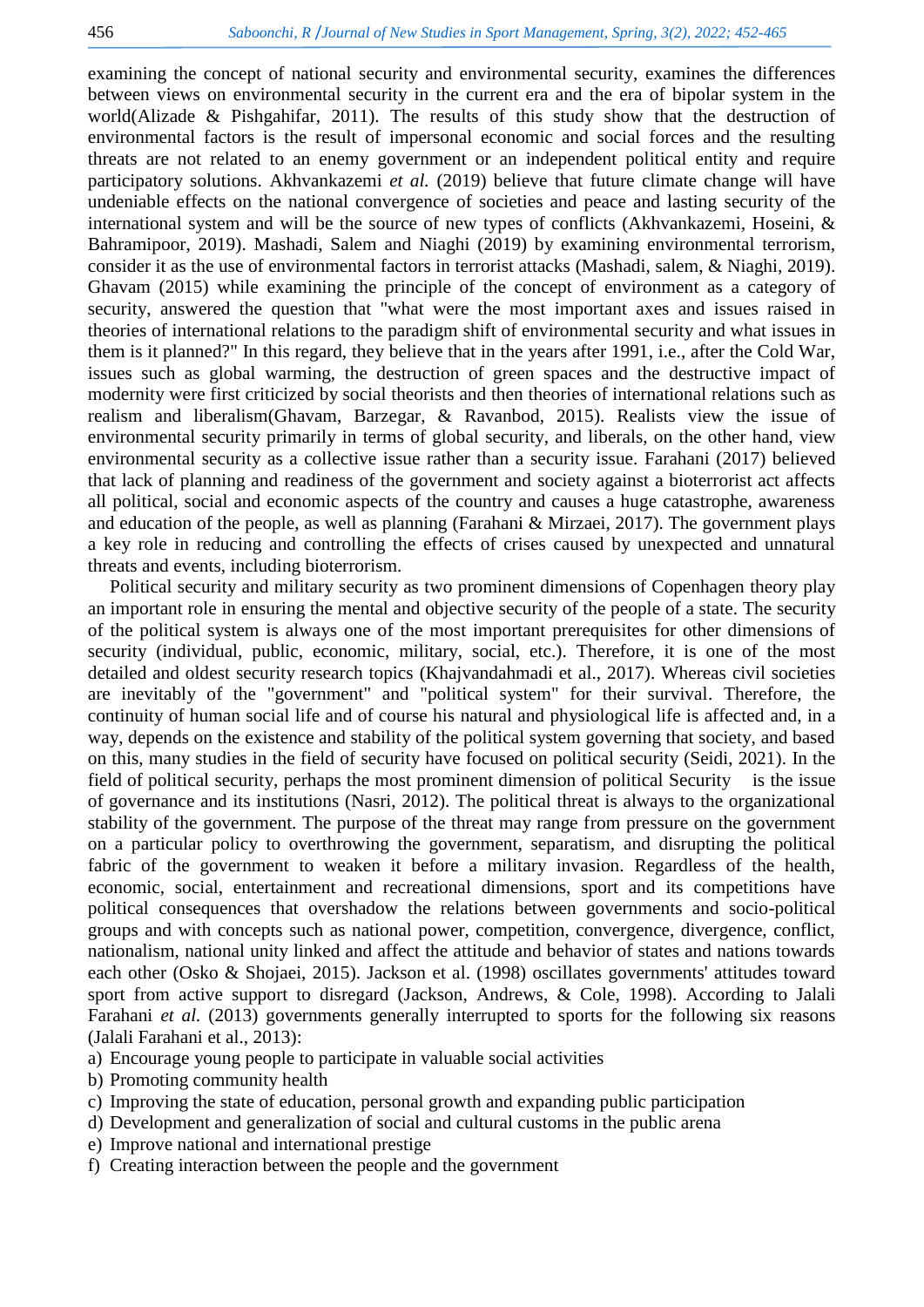examining the concept of national security and environmental security, examines the differences between views on environmental security in the current era and the era of bipolar system in the world(Alizade & Pishgahifar, 2011). The results of this study show that the destruction of environmental factors is the result of impersonal economic and social forces and the resulting threats are not related to an enemy government or an independent political entity and require participatory solutions. Akhvankazemi *et al.* (2019) believe that future climate change will have undeniable effects on the national convergence of societies and peace and lasting security of the international system and will be the source of new types of conflicts (Akhvankazemi, Hoseini, & Bahramipoor, 2019). Mashadi, Salem and Niaghi (2019) by examining environmental terrorism, consider it as the use of environmental factors in terrorist attacks (Mashadi, salem, & Niaghi, 2019). Ghavam (2015) while examining the principle of the concept of environment as a category of security, answered the question that "what were the most important axes and issues raised in theories of international relations to the paradigm shift of environmental security and what issues in them is it planned?" In this regard, they believe that in the years after 1991, i.e., after the Cold War, issues such as global warming, the destruction of green spaces and the destructive impact of modernity were first criticized by social theorists and then theories of international relations such as realism and liberalism(Ghavam, Barzegar, & Ravanbod, 2015). Realists view the issue of environmental security primarily in terms of global security, and liberals, on the other hand, view environmental security as a collective issue rather than a security issue. Farahani (2017) believed that lack of planning and readiness of the government and society against a bioterrorist act affects all political, social and economic aspects of the country and causes a huge catastrophe, awareness and education of the people, as well as planning (Farahani & Mirzaei, 2017). The government plays a key role in reducing and controlling the effects of crises caused by unexpected and unnatural threats and events, including bioterrorism.

Political security and military security as two prominent dimensions of Copenhagen theory play an important role in ensuring the mental and objective security of the people of a state. The security of the political system is always one of the most important prerequisites for other dimensions of security (individual, public, economic, military, social, etc.). Therefore, it is one of the most detailed and oldest security research topics (Khajvandahmadi et al., 2017). Whereas civil societies are inevitably of the "government" and "political system" for their survival. Therefore, the continuity of human social life and of course his natural and physiological life is affected and, in a way, depends on the existence and stability of the political system governing that society, and based on this, many studies in the field of security have focused on political security (Seidi, 2021). In the field of political security, perhaps the most prominent dimension of political Security is the issue of governance and its institutions (Nasri, 2012). The political threat is always to the organizational stability of the government. The purpose of the threat may range from pressure on the government on a particular policy to overthrowing the government, separatism, and disrupting the political fabric of the government to weaken it before a military invasion. Regardless of the health, economic, social, entertainment and recreational dimensions, sport and its competitions have political consequences that overshadow the relations between governments and socio-political groups and with concepts such as national power, competition, convergence, divergence, conflict, nationalism, national unity linked and affect the attitude and behavior of states and nations towards each other (Osko & Shojaei, 2015). Jackson et al. (1998) oscillates governments' attitudes toward sport from active support to disregard (Jackson, Andrews, & Cole, 1998). According to Jalali Farahani *et al.* (2013) governments generally interrupted to sports for the following six reasons (Jalali Farahani et al., 2013):

a) Encourage young people to participate in valuable social activities
b) Promoting community health
c) Improving the state of education, personal growth and expanding public participation
d) Development and generalization of social and cultural customs in the public arena
e) Improve national and international prestige
f) Creating interaction between the people and the government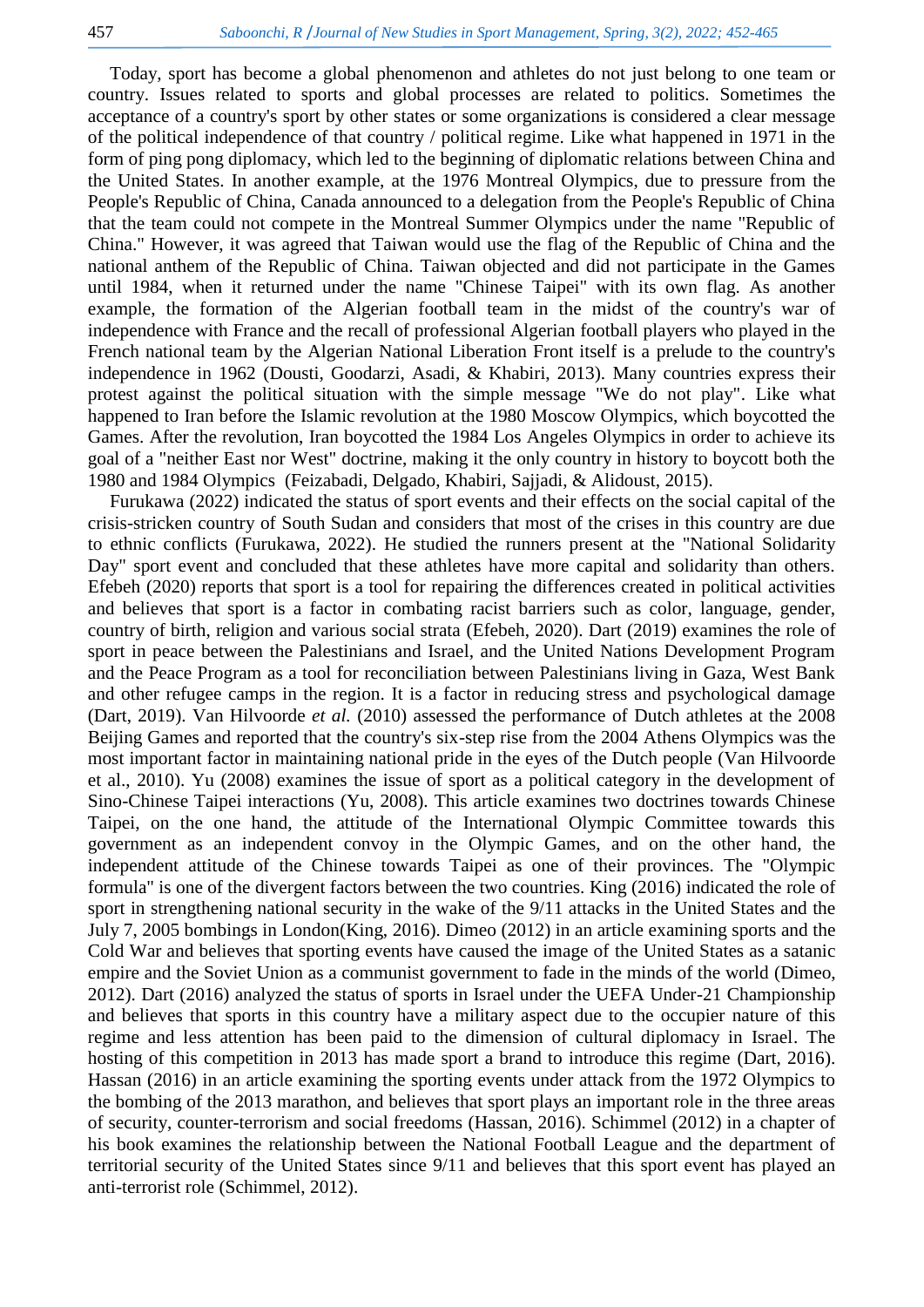Today, sport has become a global phenomenon and athletes do not just belong to one team or country. Issues related to sports and global processes are related to politics. Sometimes the acceptance of a country's sport by other states or some organizations is considered a clear message of the political independence of that country / political regime. Like what happened in 1971 in the form of ping pong diplomacy, which led to the beginning of diplomatic relations between China and the United States. In another example, at the 1976 Montreal Olympics, due to pressure from the People's Republic of China, Canada announced to a delegation from the People's Republic of China that the team could not compete in the Montreal Summer Olympics under the name "Republic of China." However, it was agreed that Taiwan would use the flag of the Republic of China and the national anthem of the Republic of China. Taiwan objected and did not participate in the Games until 1984, when it returned under the name "Chinese Taipei" with its own flag. As another example, the formation of the Algerian football team in the midst of the country's war of independence with France and the recall of professional Algerian football players who played in the French national team by the Algerian National Liberation Front itself is a prelude to the country's independence in 1962 (Dousti, Goodarzi, Asadi, & Khabiri, 2013). Many countries express their protest against the political situation with the simple message "We do not play". Like what happened to Iran before the Islamic revolution at the 1980 Moscow Olympics, which boycotted the Games. After the revolution, Iran boycotted the 1984 Los Angeles Olympics in order to achieve its goal of a "neither East nor West" doctrine, making it the only country in history to boycott both the 1980 and 1984 Olympics (Feizabadi, Delgado, Khabiri, Sajjadi, & Alidoust, 2015).

Furukawa (2022) indicated the status of sport events and their effects on the social capital of the crisis-stricken country of South Sudan and considers that most of the crises in this country are due to ethnic conflicts (Furukawa, 2022). He studied the runners present at the "National Solidarity Day" sport event and concluded that these athletes have more capital and solidarity than others. Efebeh (2020) reports that sport is a tool for repairing the differences created in political activities and believes that sport is a factor in combating racist barriers such as color, language, gender, country of birth, religion and various social strata (Efebeh, 2020). Dart (2019) examines the role of sport in peace between the Palestinians and Israel, and the United Nations Development Program and the Peace Program as a tool for reconciliation between Palestinians living in Gaza, West Bank and other refugee camps in the region. It is a factor in reducing stress and psychological damage (Dart, 2019). Van Hilvoorde *et al.* (2010) assessed the performance of Dutch athletes at the 2008 Beijing Games and reported that the country's six-step rise from the 2004 Athens Olympics was the most important factor in maintaining national pride in the eyes of the Dutch people (Van Hilvoorde et al., 2010). Yu (2008) examines the issue of sport as a political category in the development of Sino-Chinese Taipei interactions (Yu, 2008). This article examines two doctrines towards Chinese Taipei, on the one hand, the attitude of the International Olympic Committee towards this government as an independent convoy in the Olympic Games, and on the other hand, the independent attitude of the Chinese towards Taipei as one of their provinces. The "Olympic formula" is one of the divergent factors between the two countries. King (2016) indicated the role of sport in strengthening national security in the wake of the 9/11 attacks in the United States and the July 7, 2005 bombings in London(King, 2016). Dimeo (2012) in an article examining sports and the Cold War and believes that sporting events have caused the image of the United States as a satanic empire and the Soviet Union as a communist government to fade in the minds of the world (Dimeo, 2012). Dart (2016) analyzed the status of sports in Israel under the UEFA Under-21 Championship and believes that sports in this country have a military aspect due to the occupier nature of this regime and less attention has been paid to the dimension of cultural diplomacy in Israel. The hosting of this competition in 2013 has made sport a brand to introduce this regime (Dart, 2016). Hassan (2016) in an article examining the sporting events under attack from the 1972 Olympics to the bombing of the 2013 marathon, and believes that sport plays an important role in the three areas of security, counter-terrorism and social freedoms (Hassan, 2016). Schimmel (2012) in a chapter of his book examines the relationship between the National Football League and the department of territorial security of the United States since 9/11 and believes that this sport event has played an anti-terrorist role (Schimmel, 2012).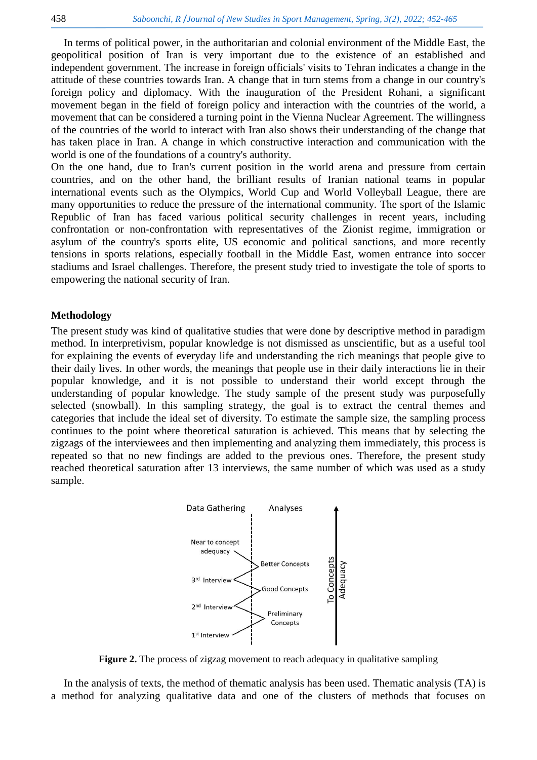In terms of political power, in the authoritarian and colonial environment of the Middle East, the geopolitical position of Iran is very important due to the existence of an established and independent government. The increase in foreign officials' visits to Tehran indicates a change in the attitude of these countries towards Iran. A change that in turn stems from a change in our country's foreign policy and diplomacy. With the inauguration of the President Rohani, a significant movement began in the field of foreign policy and interaction with the countries of the world, a movement that can be considered a turning point in the Vienna Nuclear Agreement. The willingness of the countries of the world to interact with Iran also shows their understanding of the change that has taken place in Iran. A change in which constructive interaction and communication with the world is one of the foundations of a country's authority.

On the one hand, due to Iran's current position in the world arena and pressure from certain countries, and on the other hand, the brilliant results of Iranian national teams in popular international events such as the Olympics, World Cup and World Volleyball League, there are many opportunities to reduce the pressure of the international community. The sport of the Islamic Republic of Iran has faced various political security challenges in recent years, including confrontation or non-confrontation with representatives of the Zionist regime, immigration or asylum of the country's sports elite, US economic and political sanctions, and more recently tensions in sports relations, especially football in the Middle East, women entrance into soccer stadiums and Israel challenges. Therefore, the present study tried to investigate the tole of sports to empowering the national security of Iran.

## Methodology

The present study was kind of qualitative studies that were done by descriptive method in paradigm method. In interpretivism, popular knowledge is not dismissed as unscientific, but as a useful tool for explaining the events of everyday life and understanding the rich meanings that people give to their daily lives. In other words, the meanings that people use in their daily interactions lie in their popular knowledge, and it is not possible to understand their world except through the understanding of popular knowledge. The study sample of the present study was purposefully selected (snowball). In this sampling strategy, the goal is to extract the central themes and categories that include the ideal set of diversity. To estimate the sample size, the sampling process continues to the point where theoretical saturation is achieved. This means that by selecting the zigzags of the interviewees and then implementing and analyzing them immediately, this process is repeated so that no new findings are added to the previous ones. Therefore, the present study reached theoretical saturation after 13 interviews, the same number of which was used as a study sample.

Data Gathering | Analyses

Near to concept adequacy — Better Concepts — 3rd Interview — Good Concepts — 2nd Interview — Preliminary Concepts — 1st Interview

To Concepts Adequacy

**Figure 2.** The process of zigzag movement to reach adequacy in qualitative sampling

In the analysis of texts, the method of thematic analysis has been used. Thematic analysis (TA) is a method for analyzing qualitative data and one of the clusters of methods that focuses on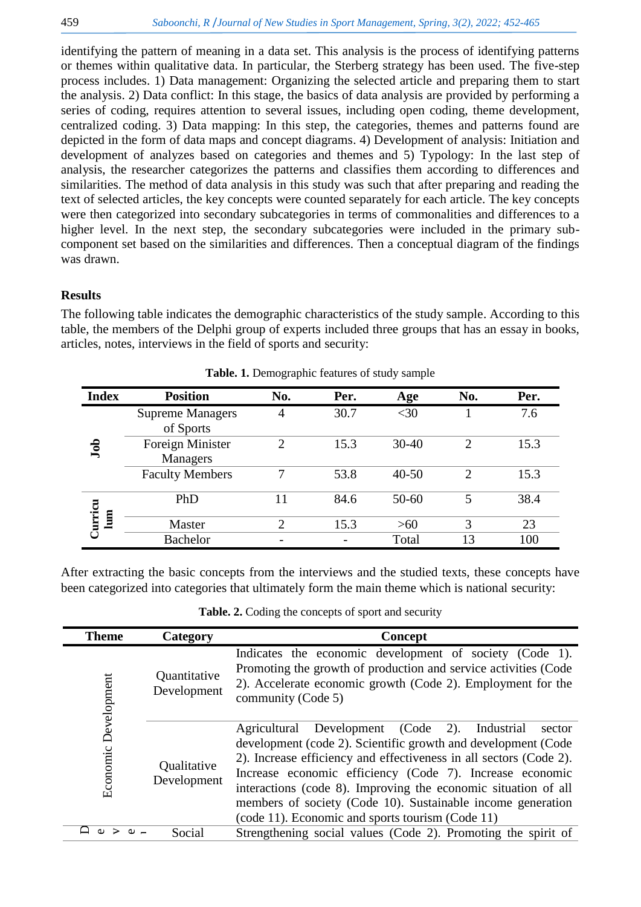identifying the pattern of meaning in a data set. This analysis is the process of identifying patterns or themes within qualitative data. In particular, the Sterberg strategy has been used. The five-step process includes. 1) Data management: Organizing the selected article and preparing them to start the analysis. 2) Data conflict: In this stage, the basics of data analysis are provided by performing a series of coding, requires attention to several issues, including open coding, theme development, centralized coding. 3) Data mapping: In this step, the categories, themes and patterns found are depicted in the form of data maps and concept diagrams. 4) Development of analysis: Initiation and development of analyzes based on categories and themes and 5) Typology: In the last step of analysis, the researcher categorizes the patterns and classifies them according to differences and similarities. The method of data analysis in this study was such that after preparing and reading the text of selected articles, the key concepts were counted separately for each article. The key concepts were then categorized into secondary subcategories in terms of commonalities and differences to a higher level. In the next step, the secondary subcategories were included in the primary sub-component set based on the similarities and differences. Then a conceptual diagram of the findings was drawn.

## Results

The following table indicates the demographic characteristics of the study sample. According to this table, the members of the Delphi group of experts included three groups that has an essay in books, articles, notes, interviews in the field of sports and security:

**Table. 1.** Demographic features of study sample

| Index | Position | No. | Per. | Age | No. | Per. |
|---|---|---|---|---|---|---|
| Job | Supreme Managers of Sports | 4 | 30.7 | <30 | 1 | 7.6 |
| | Foreign Minister Managers | 2 | 15.3 | 30-40 | 2 | 15.3 |
| | Faculty Members | 7 | 53.8 | 40-50 | 2 | 15.3 |
| Curriculum | PhD | 11 | 84.6 | 50-60 | 5 | 38.4 |
| | Master | 2 | 15.3 | >60 | 3 | 23 |
| | Bachelor | - | - | Total | 13 | 100 |

After extracting the basic concepts from the interviews and the studied texts, these concepts have been categorized into categories that ultimately form the main theme which is national security:

**Table. 2.** Coding the concepts of sport and security

| Theme | Category | Concept |
|---|---|---|
| Economic Development | Quantitative Development | Indicates the economic development of society (Code 1). Promoting the growth of production and service activities (Code 2). Accelerate economic growth (Code 2). Employment for the community (Code 5) |
| | Qualitative Development | Agricultural Development (Code 2). Industrial sector development (code 2). Scientific growth and development (Code 2). Increase efficiency and effectiveness in all sectors (Code 2). Increase economic efficiency (Code 7). Increase economic interactions (code 8). Improving the economic situation of all members of society (Code 10). Sustainable income generation (code 11). Economic and sports tourism (Code 11) |
| Devel- | Social | Strengthening social values (Code 2). Promoting the spirit of |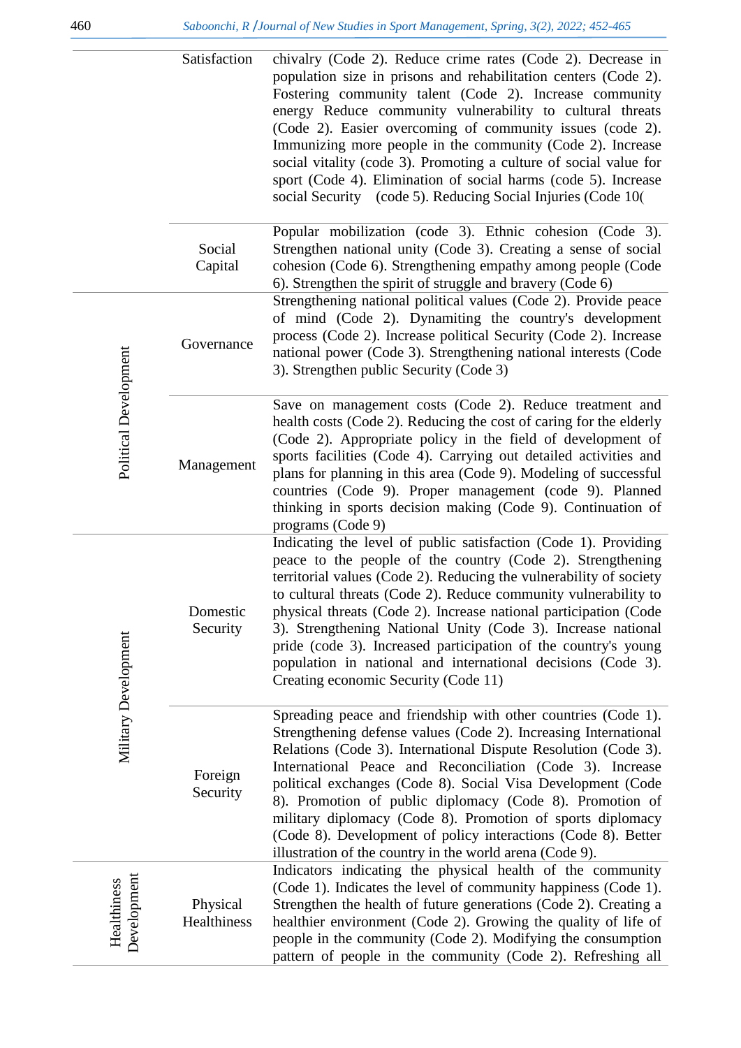| | | |
|---|---|---|
| | Satisfaction | chivalry (Code 2). Reduce crime rates (Code 2). Decrease in population size in prisons and rehabilitation centers (Code 2). Fostering community talent (Code 2). Increase community energy Reduce community vulnerability to cultural threats (Code 2). Easier overcoming of community issues (code 2). Immunizing more people in the community (Code 2). Increase social vitality (code 3). Promoting a culture of social value for sport (Code 4). Elimination of social harms (code 5). Increase social Security (code 5). Reducing Social Injuries (Code 10( |
| | Social Capital | Popular mobilization (code 3). Ethnic cohesion (Code 3). Strengthen national unity (Code 3). Creating a sense of social cohesion (Code 6). Strengthening empathy among people (Code 6). Strengthen the spirit of struggle and bravery (Code 6) |
| Political Development | Governance | Strengthening national political values (Code 2). Provide peace of mind (Code 2). Dynamiting the country's development process (Code 2). Increase political Security (Code 2). Increase national power (Code 3). Strengthening national interests (Code 3). Strengthen public Security (Code 3) |
| | Management | Save on management costs (Code 2). Reduce treatment and health costs (Code 2). Reducing the cost of caring for the elderly (Code 2). Appropriate policy in the field of development of sports facilities (Code 4). Carrying out detailed activities and plans for planning in this area (Code 9). Modeling of successful countries (Code 9). Proper management (code 9). Planned thinking in sports decision making (Code 9). Continuation of programs (Code 9) |
| Military Development | Domestic Security | Indicating the level of public satisfaction (Code 1). Providing peace to the people of the country (Code 2). Strengthening territorial values (Code 2). Reducing the vulnerability of society to cultural threats (Code 2). Reduce community vulnerability to physical threats (Code 2). Increase national participation (Code 3). Strengthening National Unity (Code 3). Increase national pride (code 3). Increased participation of the country's young population in national and international decisions (Code 3). Creating economic Security (Code 11) |
| | Foreign Security | Spreading peace and friendship with other countries (Code 1). Strengthening defense values (Code 2). Increasing International Relations (Code 3). International Dispute Resolution (Code 3). International Peace and Reconciliation (Code 3). Increase political exchanges (Code 8). Social Visa Development (Code 8). Promotion of public diplomacy (Code 8). Promotion of military diplomacy (Code 8). Promotion of sports diplomacy (Code 8). Development of policy interactions (Code 8). Better illustration of the country in the world arena (Code 9). |
| Healthiness Development | Physical Healthiness | Indicators indicating the physical health of the community (Code 1). Indicates the level of community happiness (Code 1). Strengthen the health of future generations (Code 2). Creating a healthier environment (Code 2). Growing the quality of life of people in the community (Code 2). Modifying the consumption pattern of people in the community (Code 2). Refreshing all |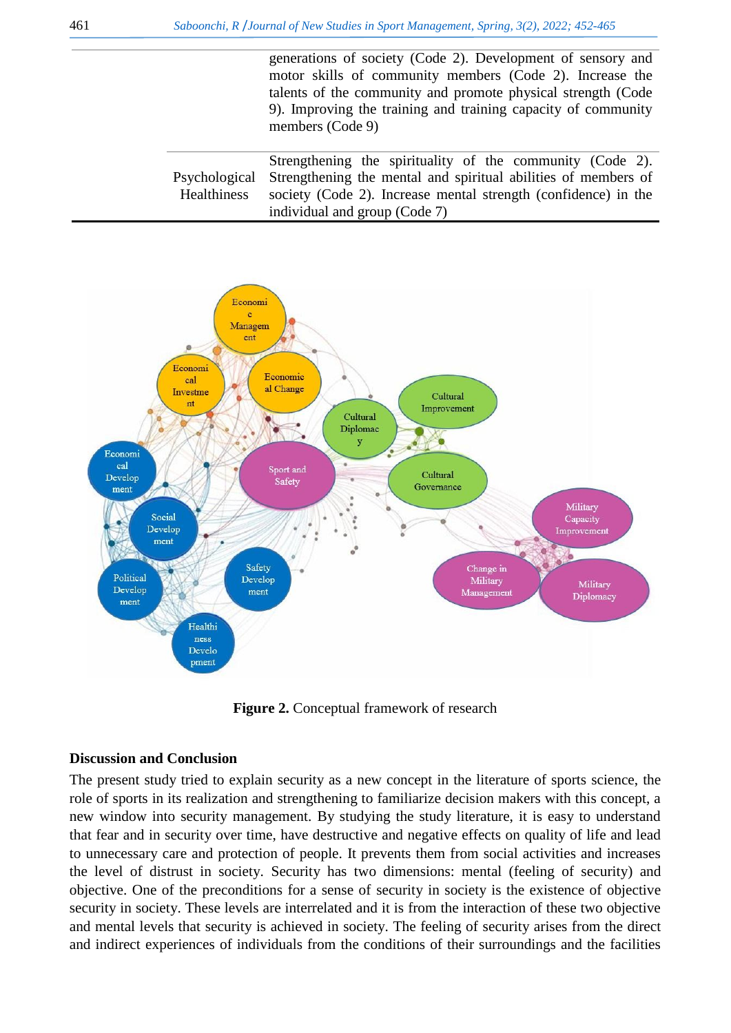| | generations of society (Code 2). Development of sensory and motor skills of community members (Code 2). Increase the talents of the community and promote physical strength (Code 9). Improving the training and training capacity of community members (Code 9) |
|---|---|
| Psychological Healthiness | Strengthening the spirituality of the community (Code 2). Strengthening the mental and spiritual abilities of members of society (Code 2). Increase mental strength (confidence) in the individual and group (Code 7) |

**Figure 2.** Conceptual framework of research

## Discussion and Conclusion

The present study tried to explain security as a new concept in the literature of sports science, the role of sports in its realization and strengthening to familiarize decision makers with this concept, a new window into security management. By studying the study literature, it is easy to understand that fear and in security over time, have destructive and negative effects on quality of life and lead to unnecessary care and protection of people. It prevents them from social activities and increases the level of distrust in society. Security has two dimensions: mental (feeling of security) and objective. One of the preconditions for a sense of security in society is the existence of objective security in society. These levels are interrelated and it is from the interaction of these two objective and mental levels that security is achieved in society. The feeling of security arises from the direct and indirect experiences of individuals from the conditions of their surroundings and the facilities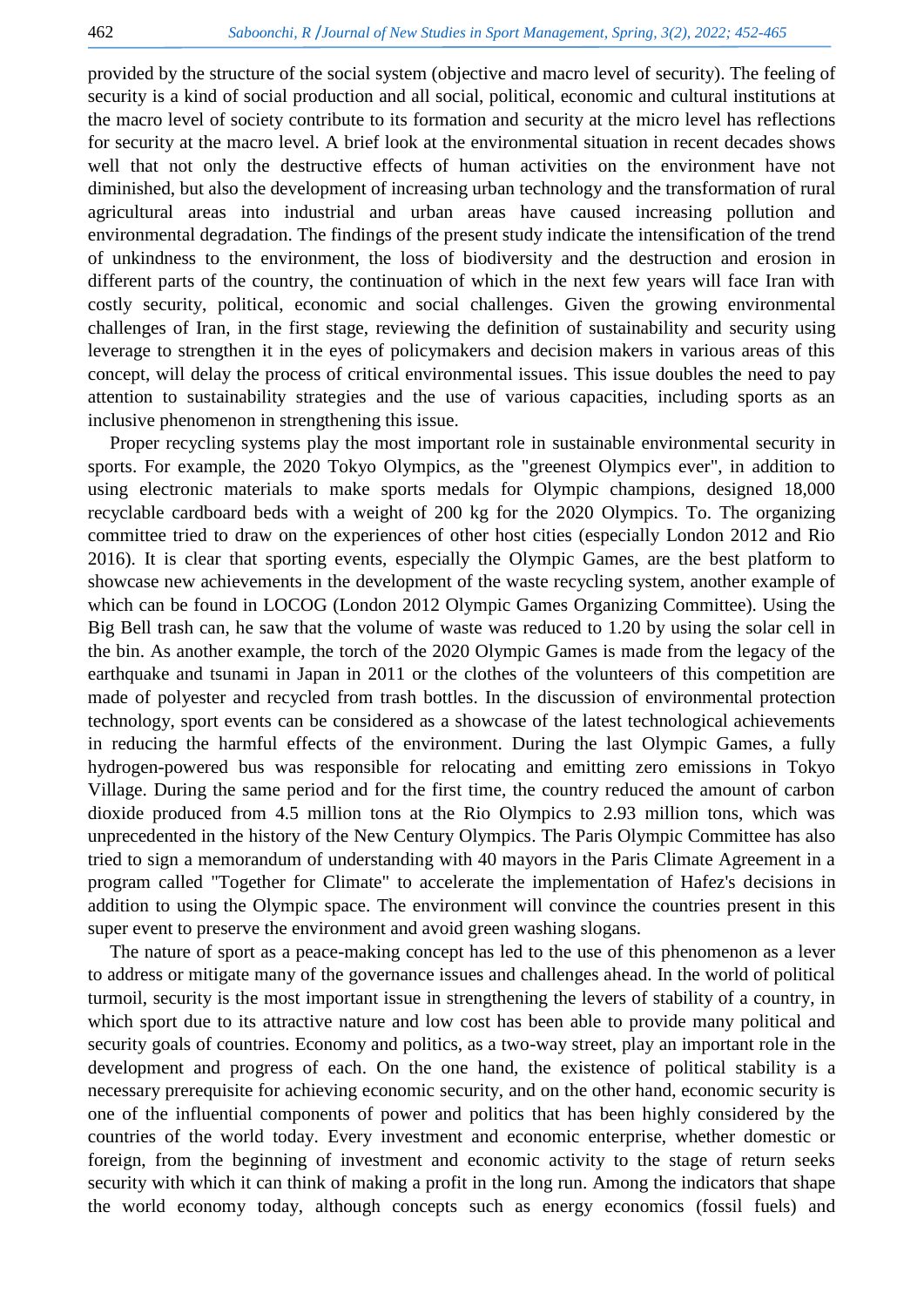provided by the structure of the social system (objective and macro level of security). The feeling of security is a kind of social production and all social, political, economic and cultural institutions at the macro level of society contribute to its formation and security at the micro level has reflections for security at the macro level. A brief look at the environmental situation in recent decades shows well that not only the destructive effects of human activities on the environment have not diminished, but also the development of increasing urban technology and the transformation of rural agricultural areas into industrial and urban areas have caused increasing pollution and environmental degradation. The findings of the present study indicate the intensification of the trend of unkindness to the environment, the loss of biodiversity and the destruction and erosion in different parts of the country, the continuation of which in the next few years will face Iran with costly security, political, economic and social challenges. Given the growing environmental challenges of Iran, in the first stage, reviewing the definition of sustainability and security using leverage to strengthen it in the eyes of policymakers and decision makers in various areas of this concept, will delay the process of critical environmental issues. This issue doubles the need to pay attention to sustainability strategies and the use of various capacities, including sports as an inclusive phenomenon in strengthening this issue.

Proper recycling systems play the most important role in sustainable environmental security in sports. For example, the 2020 Tokyo Olympics, as the "greenest Olympics ever", in addition to using electronic materials to make sports medals for Olympic champions, designed 18,000 recyclable cardboard beds with a weight of 200 kg for the 2020 Olympics. To. The organizing committee tried to draw on the experiences of other host cities (especially London 2012 and Rio 2016). It is clear that sporting events, especially the Olympic Games, are the best platform to showcase new achievements in the development of the waste recycling system, another example of which can be found in LOCOG (London 2012 Olympic Games Organizing Committee). Using the Big Bell trash can, he saw that the volume of waste was reduced to 1.20 by using the solar cell in the bin. As another example, the torch of the 2020 Olympic Games is made from the legacy of the earthquake and tsunami in Japan in 2011 or the clothes of the volunteers of this competition are made of polyester and recycled from trash bottles. In the discussion of environmental protection technology, sport events can be considered as a showcase of the latest technological achievements in reducing the harmful effects of the environment. During the last Olympic Games, a fully hydrogen-powered bus was responsible for relocating and emitting zero emissions in Tokyo Village. During the same period and for the first time, the country reduced the amount of carbon dioxide produced from 4.5 million tons at the Rio Olympics to 2.93 million tons, which was unprecedented in the history of the New Century Olympics. The Paris Olympic Committee has also tried to sign a memorandum of understanding with 40 mayors in the Paris Climate Agreement in a program called "Together for Climate" to accelerate the implementation of Hafez's decisions in addition to using the Olympic space. The environment will convince the countries present in this super event to preserve the environment and avoid green washing slogans.

The nature of sport as a peace-making concept has led to the use of this phenomenon as a lever to address or mitigate many of the governance issues and challenges ahead. In the world of political turmoil, security is the most important issue in strengthening the levers of stability of a country, in which sport due to its attractive nature and low cost has been able to provide many political and security goals of countries. Economy and politics, as a two-way street, play an important role in the development and progress of each. On the one hand, the existence of political stability is a necessary prerequisite for achieving economic security, and on the other hand, economic security is one of the influential components of power and politics that has been highly considered by the countries of the world today. Every investment and economic enterprise, whether domestic or foreign, from the beginning of investment and economic activity to the stage of return seeks security with which it can think of making a profit in the long run. Among the indicators that shape the world economy today, although concepts such as energy economics (fossil fuels) and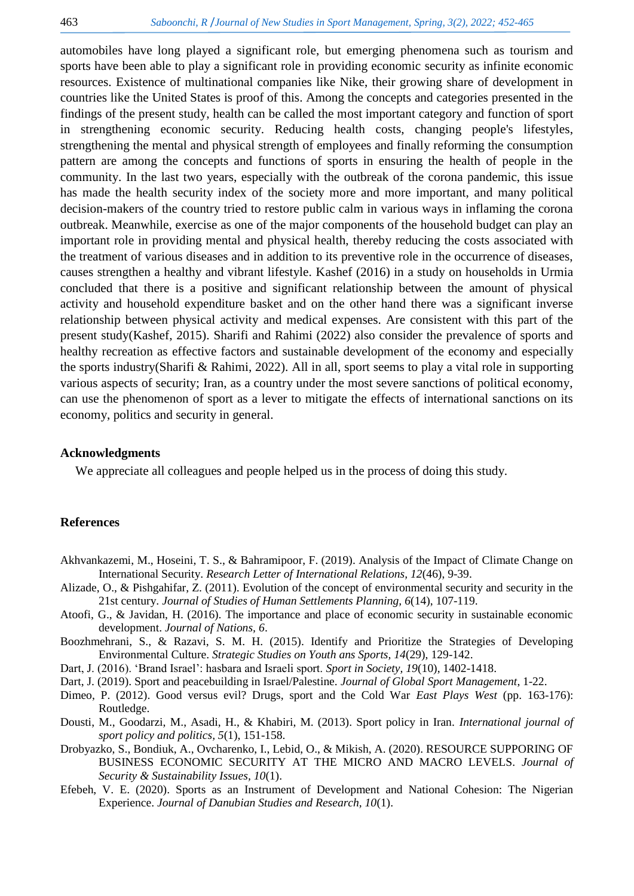automobiles have long played a significant role, but emerging phenomena such as tourism and sports have been able to play a significant role in providing economic security as infinite economic resources. Existence of multinational companies like Nike, their growing share of development in countries like the United States is proof of this. Among the concepts and categories presented in the findings of the present study, health can be called the most important category and function of sport in strengthening economic security. Reducing health costs, changing people's lifestyles, strengthening the mental and physical strength of employees and finally reforming the consumption pattern are among the concepts and functions of sports in ensuring the health of people in the community. In the last two years, especially with the outbreak of the corona pandemic, this issue has made the health security index of the society more and more important, and many political decision-makers of the country tried to restore public calm in various ways in inflaming the corona outbreak. Meanwhile, exercise as one of the major components of the household budget can play an important role in providing mental and physical health, thereby reducing the costs associated with the treatment of various diseases and in addition to its preventive role in the occurrence of diseases, causes strengthen a healthy and vibrant lifestyle. Kashef (2016) in a study on households in Urmia concluded that there is a positive and significant relationship between the amount of physical activity and household expenditure basket and on the other hand there was a significant inverse relationship between physical activity and medical expenses. Are consistent with this part of the present study(Kashef, 2015). Sharifi and Rahimi (2022) also consider the prevalence of sports and healthy recreation as effective factors and sustainable development of the economy and especially the sports industry(Sharifi & Rahimi, 2022). All in all, sport seems to play a vital role in supporting various aspects of security; Iran, as a country under the most severe sanctions of political economy, can use the phenomenon of sport as a lever to mitigate the effects of international sanctions on its economy, politics and security in general.

## Acknowledgments

We appreciate all colleagues and people helped us in the process of doing this study.

## References

Akhvankazemi, M., Hoseini, T. S., & Bahramipoor, F. (2019). Analysis of the Impact of Climate Change on International Security. *Research Letter of International Relations, 12*(46), 9-39.

Alizade, O., & Pishgahifar, Z. (2011). Evolution of the concept of environmental security and security in the 21st century. *Journal of Studies of Human Settlements Planning, 6*(14), 107-119.

Atoofi, G., & Javidan, H. (2016). The importance and place of economic security in sustainable economic development. *Journal of Nations, 6*.

Boozhmehrani, S., & Razavi, S. M. H. (2015). Identify and Prioritize the Strategies of Developing Environmental Culture. *Strategic Studies on Youth ans Sports, 14*(29), 129-142.

Dart, J. (2016). 'Brand Israel': hasbara and Israeli sport. *Sport in Society, 19*(10), 1402-1418.

Dart, J. (2019). Sport and peacebuilding in Israel/Palestine. *Journal of Global Sport Management*, 1-22.

Dimeo, P. (2012). Good versus evil? Drugs, sport and the Cold War *East Plays West* (pp. 163-176): Routledge.

Dousti, M., Goodarzi, M., Asadi, H., & Khabiri, M. (2013). Sport policy in Iran. *International journal of sport policy and politics, 5*(1), 151-158.

Drobyazko, S., Bondiuk, A., Ovcharenko, I., Lebid, O., & Mikish, A. (2020). RESOURCE SUPPORING OF BUSINESS ECONOMIC SECURITY AT THE MICRO AND MACRO LEVELS. *Journal of Security & Sustainability Issues, 10*(1).

Efebeh, V. E. (2020). Sports as an Instrument of Development and National Cohesion: The Nigerian Experience. *Journal of Danubian Studies and Research, 10*(1).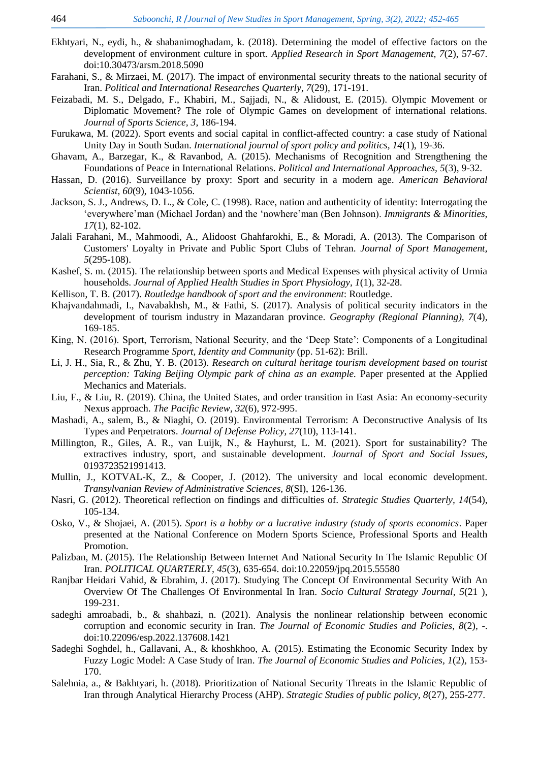Ekhtyari, N., eydi, h., & shabanimoghadam, k. (2018). Determining the model of effective factors on the development of environment culture in sport. *Applied Research in Sport Management, 7*(2), 57-67. doi:10.30473/arsm.2018.5090

Farahani, S., & Mirzaei, M. (2017). The impact of environmental security threats to the national security of Iran. *Political and International Researches Quarterly, 7*(29), 171-191.

Feizabadi, M. S., Delgado, F., Khabiri, M., Sajjadi, N., & Alidoust, E. (2015). Olympic Movement or Diplomatic Movement? The role of Olympic Games on development of international relations. *Journal of Sports Science, 3*, 186-194.

Furukawa, M. (2022). Sport events and social capital in conflict-affected country: a case study of National Unity Day in South Sudan. *International journal of sport policy and politics, 14*(1), 19-36.

Ghavam, A., Barzegar, K., & Ravanbod, A. (2015). Mechanisms of Recognition and Strengthening the Foundations of Peace in International Relations. *Political and International Approaches, 5*(3), 9-32.

Hassan, D. (2016). Surveillance by proxy: Sport and security in a modern age. *American Behavioral Scientist, 60*(9), 1043-1056.

Jackson, S. J., Andrews, D. L., & Cole, C. (1998). Race, nation and authenticity of identity: Interrogating the 'everywhere'man (Michael Jordan) and the 'nowhere'man (Ben Johnson). *Immigrants & Minorities, 17*(1), 82-102.

Jalali Farahani, M., Mahmoodi, A., Alidoost Ghahfarokhi, E., & Moradi, A. (2013). The Comparison of Customers' Loyalty in Private and Public Sport Clubs of Tehran. *Journal of Sport Management, 5*(295-108).

Kashef, S. m. (2015). The relationship between sports and Medical Expenses with physical activity of Urmia households. *Journal of Applied Health Studies in Sport Physiology, 1*(1), 32-28.

Kellison, T. B. (2017). *Routledge handbook of sport and the environment*: Routledge.

Khajvandahmadi, I., Navabakhsh, M., & Fathi, S. (2017). Analysis of political security indicators in the development of tourism industry in Mazandaran province. *Geography (Regional Planning), 7*(4), 169-185.

King, N. (2016). Sport, Terrorism, National Security, and the 'Deep State': Components of a Longitudinal Research Programme *Sport, Identity and Community* (pp. 51-62): Brill.

Li, J. H., Sia, R., & Zhu, Y. B. (2013). *Research on cultural heritage tourism development based on tourist perception: Taking Beijing Olympic park of china as an example.* Paper presented at the Applied Mechanics and Materials.

Liu, F., & Liu, R. (2019). China, the United States, and order transition in East Asia: An economy-security Nexus approach. *The Pacific Review, 32*(6), 972-995.

Mashadi, A., salem, B., & Niaghi, O. (2019). Environmental Terrorism: A Deconstructive Analysis of Its Types and Perpetrators. *Journal of Defense Policy, 27*(10), 113-141.

Millington, R., Giles, A. R., van Luijk, N., & Hayhurst, L. M. (2021). Sport for sustainability? The extractives industry, sport, and sustainable development. *Journal of Sport and Social Issues*, 0193723521991413.

Mullin, J., KOTVAL-K, Z., & Cooper, J. (2012). The university and local economic development. *Transylvanian Review of Administrative Sciences, 8*(SI), 126-136.

Nasri, G. (2012). Theoretical reflection on findings and difficulties of. *Strategic Studies Quarterly, 14*(54), 105-134.

Osko, V., & Shojaei, A. (2015). *Sport is a hobby or a lucrative industry (study of sports economics*. Paper presented at the National Conference on Modern Sports Science, Professional Sports and Health Promotion.

Palizban, M. (2015). The Relationship Between Internet And National Security In The Islamic Republic Of Iran. *POLITICAL QUARTERLY, 45*(3), 635-654. doi:10.22059/jpq.2015.55580

Ranjbar Heidari Vahid, & Ebrahim, J. (2017). Studying The Concept Of Environmental Security With An Overview Of The Challenges Of Environmental In Iran. *Socio Cultural Strategy Journal, 5*(21 ), 199-231.

sadeghi amroabadi, b., & shahbazi, n. (2021). Analysis the nonlinear relationship between economic corruption and economic security in Iran. *The Journal of Economic Studies and Policies, 8*(2), -. doi:10.22096/esp.2022.137608.1421

Sadeghi Soghdel, h., Gallavani, A., & khoshkhoo, A. (2015). Estimating the Economic Security Index by Fuzzy Logic Model: A Case Study of Iran. *The Journal of Economic Studies and Policies, 1*(2), 153-170.

Salehnia, a., & Bakhtyari, h. (2018). Prioritization of National Security Threats in the Islamic Republic of Iran through Analytical Hierarchy Process (AHP). *Strategic Studies of public policy, 8*(27), 255-277.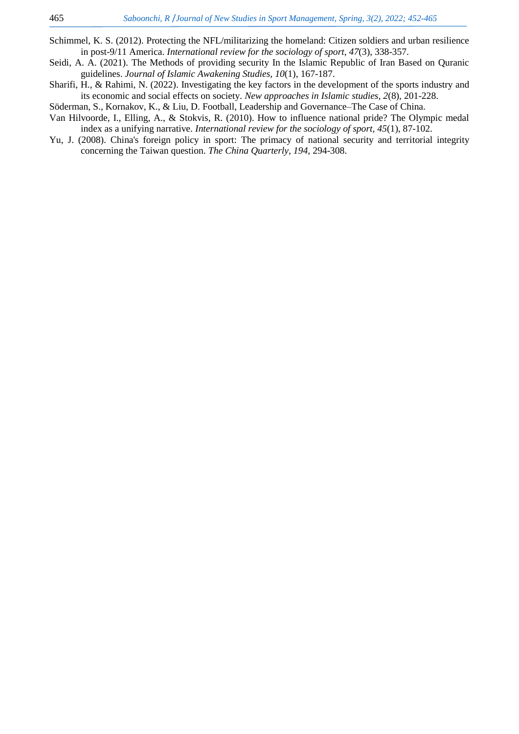Schimmel, K. S. (2012). Protecting the NFL/militarizing the homeland: Citizen soldiers and urban resilience in post-9/11 America. *International review for the sociology of sport, 47*(3), 338-357.

Seidi, A. A. (2021). The Methods of providing security In the Islamic Republic of Iran Based on Quranic guidelines. *Journal of Islamic Awakening Studies, 10*(1), 167-187.

Sharifi, H., & Rahimi, N. (2022). Investigating the key factors in the development of the sports industry and its economic and social effects on society. *New approaches in Islamic studies, 2*(8), 201-228.

Söderman, S., Kornakov, K., & Liu, D. Football, Leadership and Governance–The Case of China.

Van Hilvoorde, I., Elling, A., & Stokvis, R. (2010). How to influence national pride? The Olympic medal index as a unifying narrative. *International review for the sociology of sport, 45*(1), 87-102.

Yu, J. (2008). China's foreign policy in sport: The primacy of national security and territorial integrity concerning the Taiwan question. *The China Quarterly, 194*, 294-308.